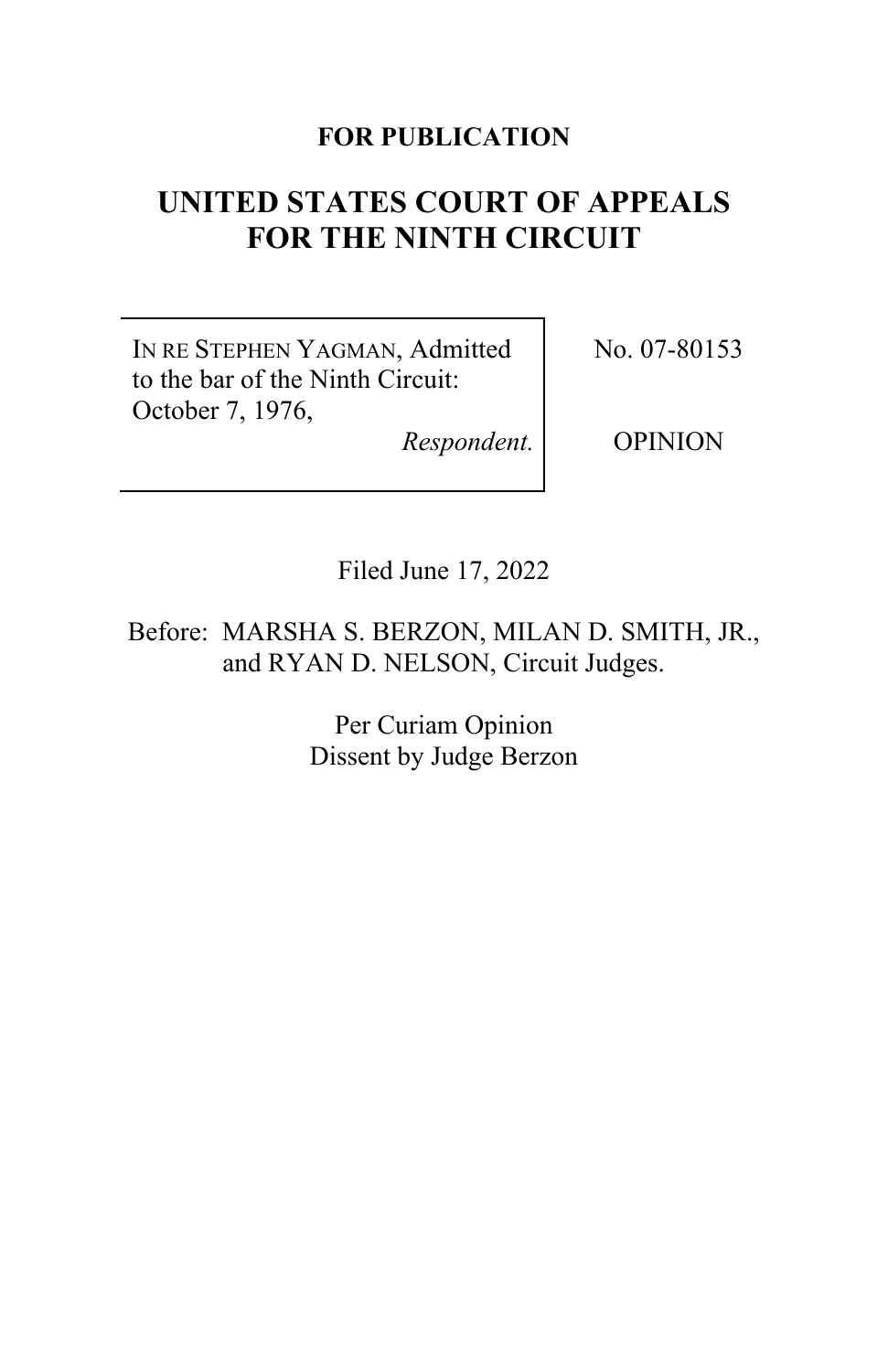**FOR PUBLICATION**

# UNITED STATES COURT OF APPEALS FOR THE NINTH CIRCUIT

| | |
|---|---|
| IN RE STEPHEN YAGMAN, Admitted to the bar of the Ninth Circuit: October 7, 1976, *Respondent.* | No. 07-80153 OPINION |

Filed June 17, 2022

Before: MARSHA S. BERZON, MILAN D. SMITH, JR., and RYAN D. NELSON, Circuit Judges.

Per Curiam Opinion
Dissent by Judge Berzon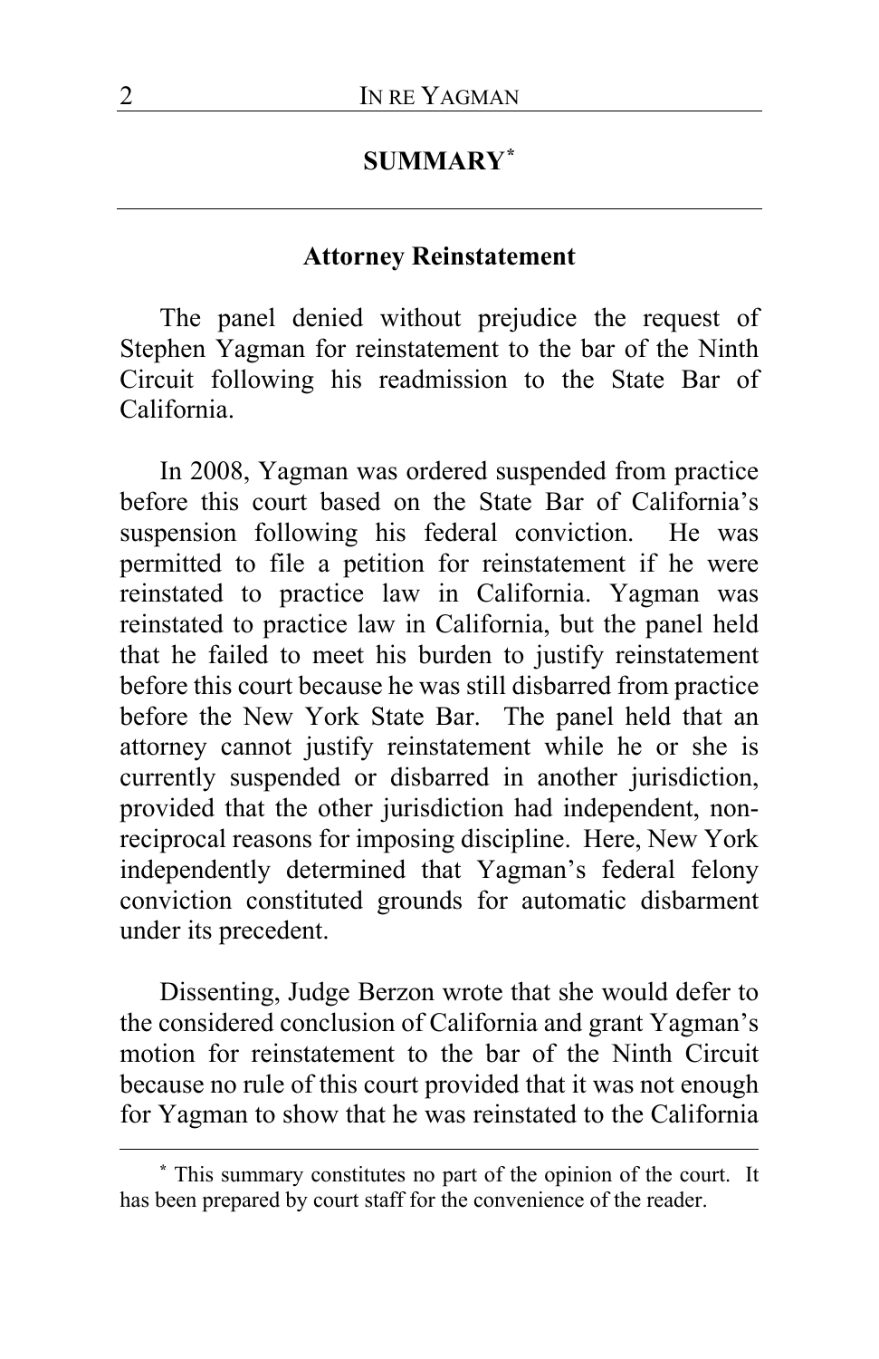## SUMMARY[*]

### Attorney Reinstatement

The panel denied without prejudice the request of Stephen Yagman for reinstatement to the bar of the Ninth Circuit following his readmission to the State Bar of California.

In 2008, Yagman was ordered suspended from practice before this court based on the State Bar of California's suspension following his federal conviction. He was permitted to file a petition for reinstatement if he were reinstated to practice law in California. Yagman was reinstated to practice law in California, but the panel held that he failed to meet his burden to justify reinstatement before this court because he was still disbarred from practice before the New York State Bar. The panel held that an attorney cannot justify reinstatement while he or she is currently suspended or disbarred in another jurisdiction, provided that the other jurisdiction had independent, non-reciprocal reasons for imposing discipline. Here, New York independently determined that Yagman's federal felony conviction constituted grounds for automatic disbarment under its precedent.

Dissenting, Judge Berzon wrote that she would defer to the considered conclusion of California and grant Yagman's motion for reinstatement to the bar of the Ninth Circuit because no rule of this court provided that it was not enough for Yagman to show that he was reinstated to the California

---

[*] This summary constitutes no part of the opinion of the court. It has been prepared by court staff for the convenience of the reader.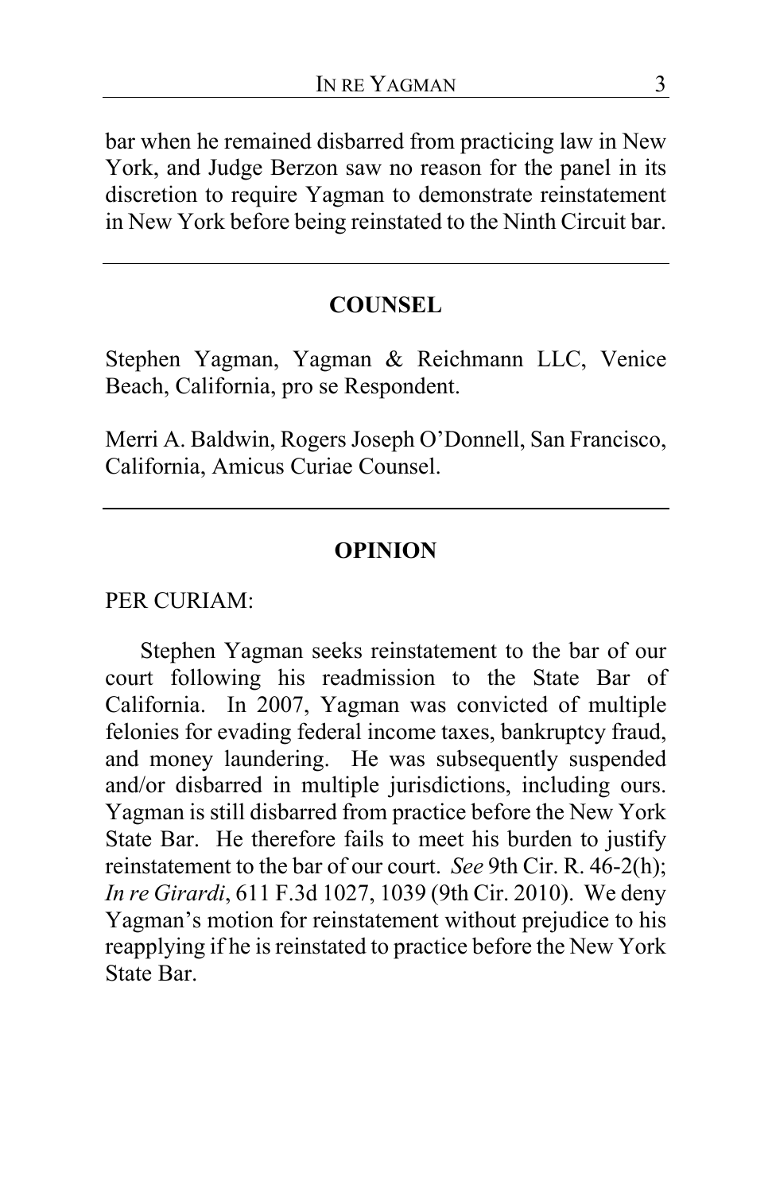bar when he remained disbarred from practicing law in New York, and Judge Berzon saw no reason for the panel in its discretion to require Yagman to demonstrate reinstatement in New York before being reinstated to the Ninth Circuit bar.

---

## COUNSEL

Stephen Yagman, Yagman & Reichmann LLC, Venice Beach, California, pro se Respondent.

Merri A. Baldwin, Rogers Joseph O'Donnell, San Francisco, California, Amicus Curiae Counsel.

---

## OPINION

PER CURIAM:

Stephen Yagman seeks reinstatement to the bar of our court following his readmission to the State Bar of California. In 2007, Yagman was convicted of multiple felonies for evading federal income taxes, bankruptcy fraud, and money laundering. He was subsequently suspended and/or disbarred in multiple jurisdictions, including ours. Yagman is still disbarred from practice before the New York State Bar. He therefore fails to meet his burden to justify reinstatement to the bar of our court. *See* 9th Cir. R. 46-2(h); *In re Girardi*, 611 F.3d 1027, 1039 (9th Cir. 2010). We deny Yagman's motion for reinstatement without prejudice to his reapplying if he is reinstated to practice before the New York State Bar.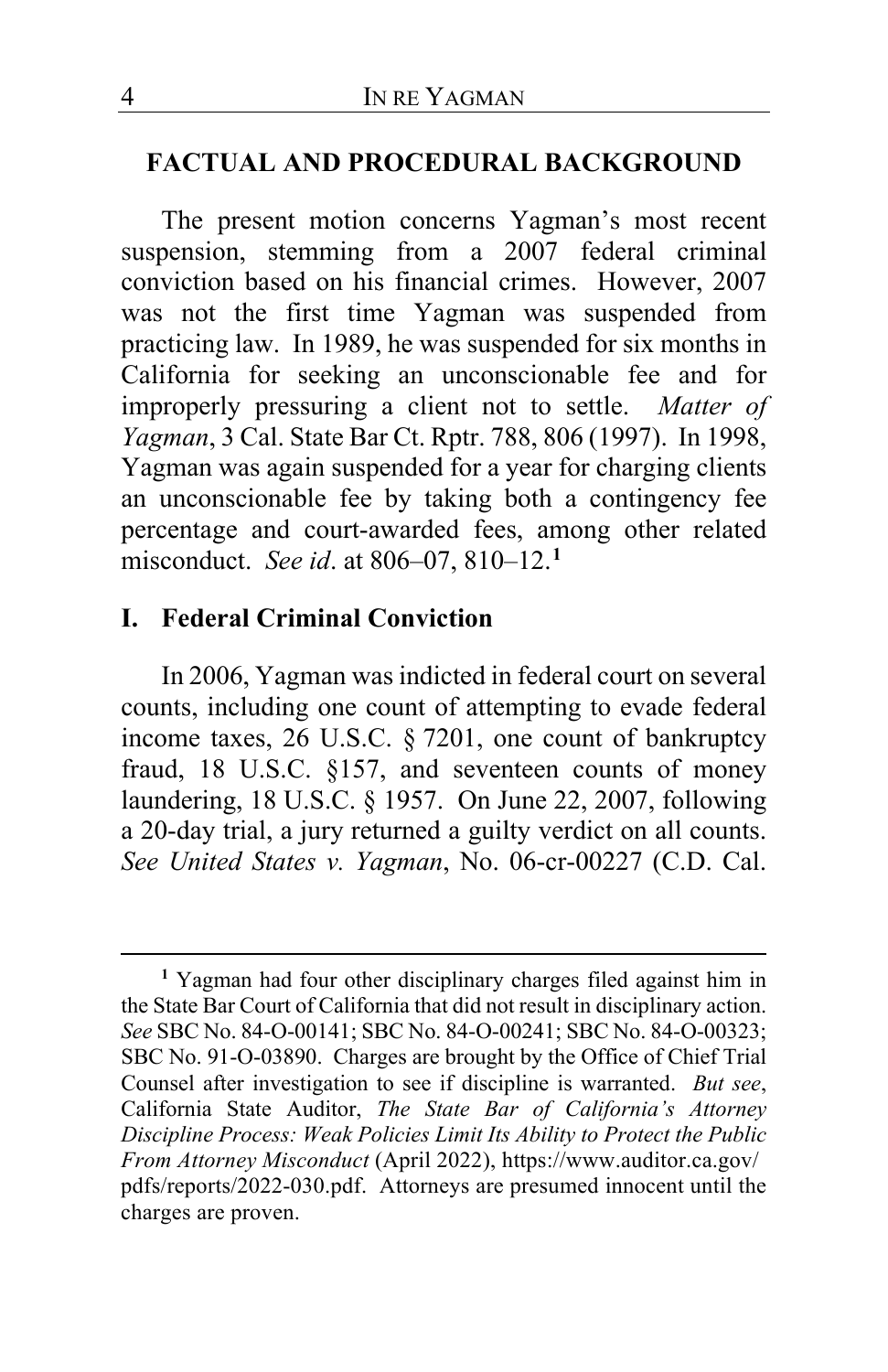## FACTUAL AND PROCEDURAL BACKGROUND

The present motion concerns Yagman's most recent suspension, stemming from a 2007 federal criminal conviction based on his financial crimes. However, 2007 was not the first time Yagman was suspended from practicing law. In 1989, he was suspended for six months in California for seeking an unconscionable fee and for improperly pressuring a client not to settle. *Matter of Yagman*, 3 Cal. State Bar Ct. Rptr. 788, 806 (1997). In 1998, Yagman was again suspended for a year for charging clients an unconscionable fee by taking both a contingency fee percentage and court-awarded fees, among other related misconduct. *See id*. at 806–07, 810–12.[1]

### I. Federal Criminal Conviction

In 2006, Yagman was indicted in federal court on several counts, including one count of attempting to evade federal income taxes, 26 U.S.C. § 7201, one count of bankruptcy fraud, 18 U.S.C. §157, and seventeen counts of money laundering, 18 U.S.C. § 1957. On June 22, 2007, following a 20-day trial, a jury returned a guilty verdict on all counts. *See United States v. Yagman*, No. 06-cr-00227 (C.D. Cal.

---

[1] Yagman had four other disciplinary charges filed against him in the State Bar Court of California that did not result in disciplinary action. *See* SBC No. 84-O-00141; SBC No. 84-O-00241; SBC No. 84-O-00323; SBC No. 91-O-03890. Charges are brought by the Office of Chief Trial Counsel after investigation to see if discipline is warranted. *But see*, California State Auditor, *The State Bar of California's Attorney Discipline Process: Weak Policies Limit Its Ability to Protect the Public From Attorney Misconduct* (April 2022), https://www.auditor.ca.gov/pdfs/reports/2022-030.pdf. Attorneys are presumed innocent until the charges are proven.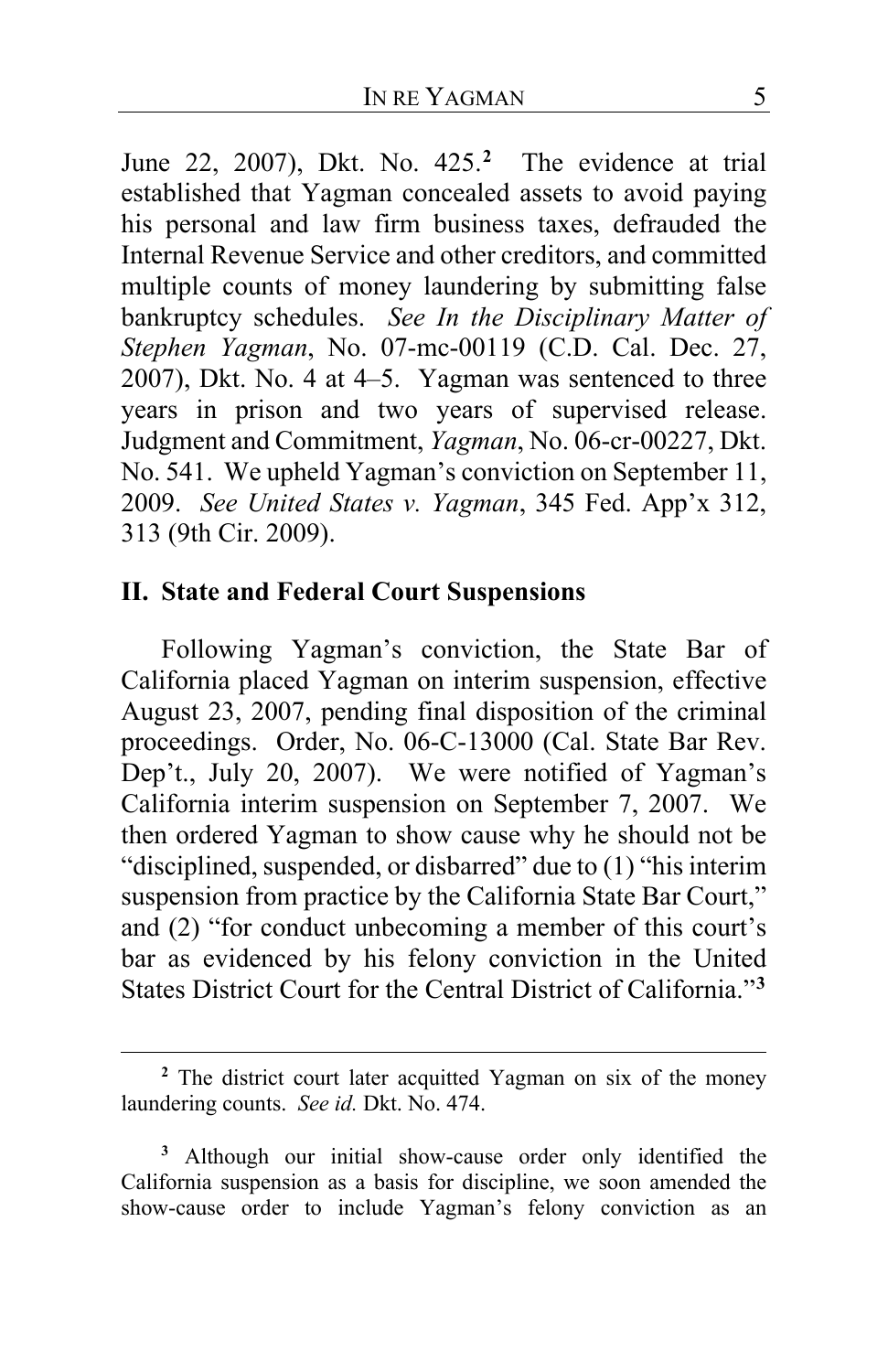June 22, 2007), Dkt. No. 425.[2] The evidence at trial established that Yagman concealed assets to avoid paying his personal and law firm business taxes, defrauded the Internal Revenue Service and other creditors, and committed multiple counts of money laundering by submitting false bankruptcy schedules. *See In the Disciplinary Matter of Stephen Yagman*, No. 07-mc-00119 (C.D. Cal. Dec. 27, 2007), Dkt. No. 4 at 4–5. Yagman was sentenced to three years in prison and two years of supervised release. Judgment and Commitment, *Yagman*, No. 06-cr-00227, Dkt. No. 541. We upheld Yagman's conviction on September 11, 2009. *See United States v. Yagman*, 345 Fed. App'x 312, 313 (9th Cir. 2009).

## II. State and Federal Court Suspensions

Following Yagman's conviction, the State Bar of California placed Yagman on interim suspension, effective August 23, 2007, pending final disposition of the criminal proceedings. Order, No. 06-C-13000 (Cal. State Bar Rev. Dep't., July 20, 2007). We were notified of Yagman's California interim suspension on September 7, 2007. We then ordered Yagman to show cause why he should not be "disciplined, suspended, or disbarred" due to (1) "his interim suspension from practice by the California State Bar Court," and (2) "for conduct unbecoming a member of this court's bar as evidenced by his felony conviction in the United States District Court for the Central District of California."[3]

---

[2] The district court later acquitted Yagman on six of the money laundering counts. *See id.* Dkt. No. 474.

[3] Although our initial show-cause order only identified the California suspension as a basis for discipline, we soon amended the show-cause order to include Yagman's felony conviction as an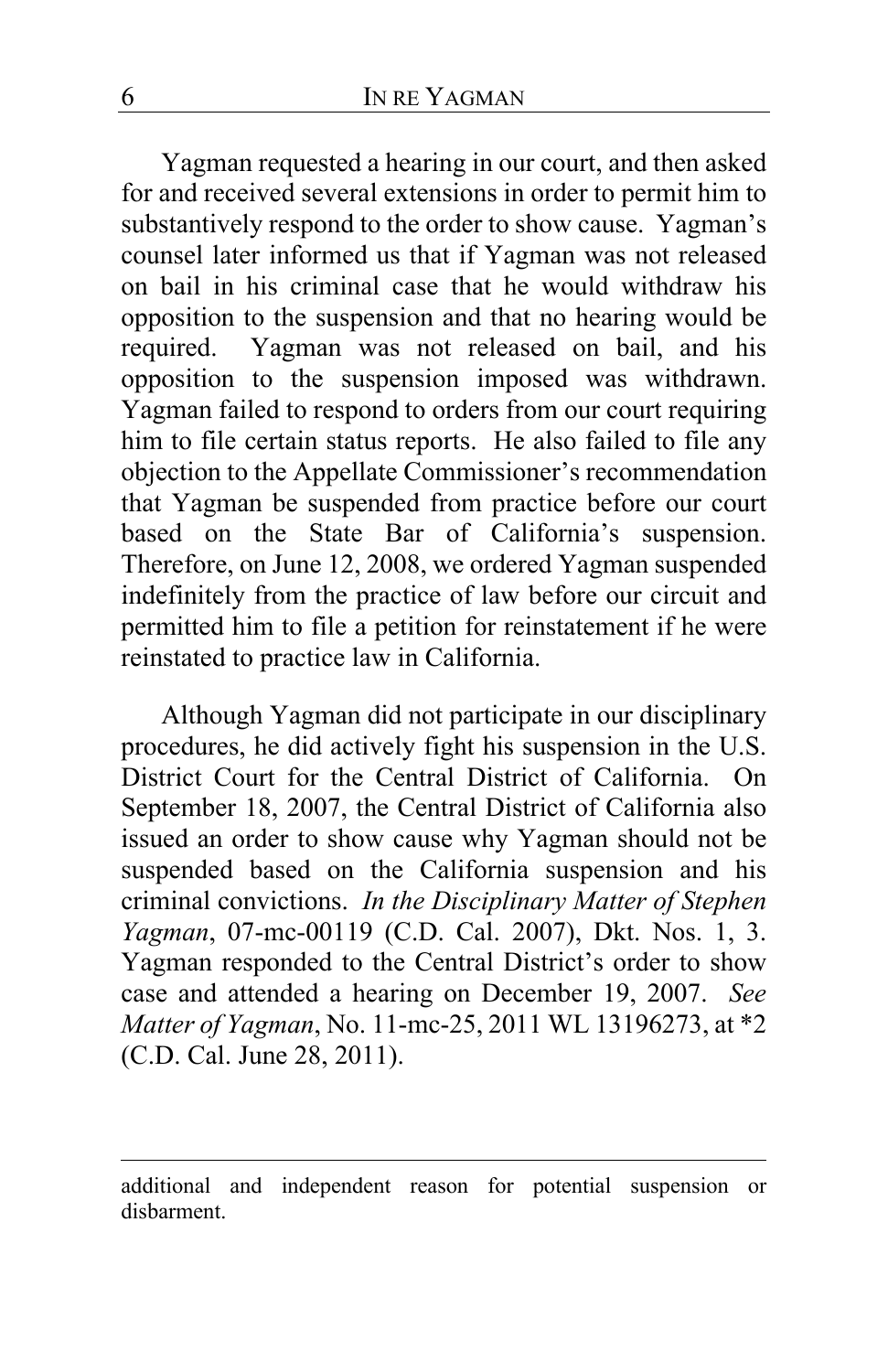Yagman requested a hearing in our court, and then asked for and received several extensions in order to permit him to substantively respond to the order to show cause. Yagman's counsel later informed us that if Yagman was not released on bail in his criminal case that he would withdraw his opposition to the suspension and that no hearing would be required. Yagman was not released on bail, and his opposition to the suspension imposed was withdrawn. Yagman failed to respond to orders from our court requiring him to file certain status reports. He also failed to file any objection to the Appellate Commissioner's recommendation that Yagman be suspended from practice before our court based on the State Bar of California's suspension. Therefore, on June 12, 2008, we ordered Yagman suspended indefinitely from the practice of law before our circuit and permitted him to file a petition for reinstatement if he were reinstated to practice law in California.

Although Yagman did not participate in our disciplinary procedures, he did actively fight his suspension in the U.S. District Court for the Central District of California. On September 18, 2007, the Central District of California also issued an order to show cause why Yagman should not be suspended based on the California suspension and his criminal convictions. *In the Disciplinary Matter of Stephen Yagman*, 07-mc-00119 (C.D. Cal. 2007), Dkt. Nos. 1, 3. Yagman responded to the Central District's order to show case and attended a hearing on December 19, 2007. *See Matter of Yagman*, No. 11-mc-25, 2011 WL 13196273, at *2 (C.D. Cal. June 28, 2011).

---

additional and independent reason for potential suspension or disbarment.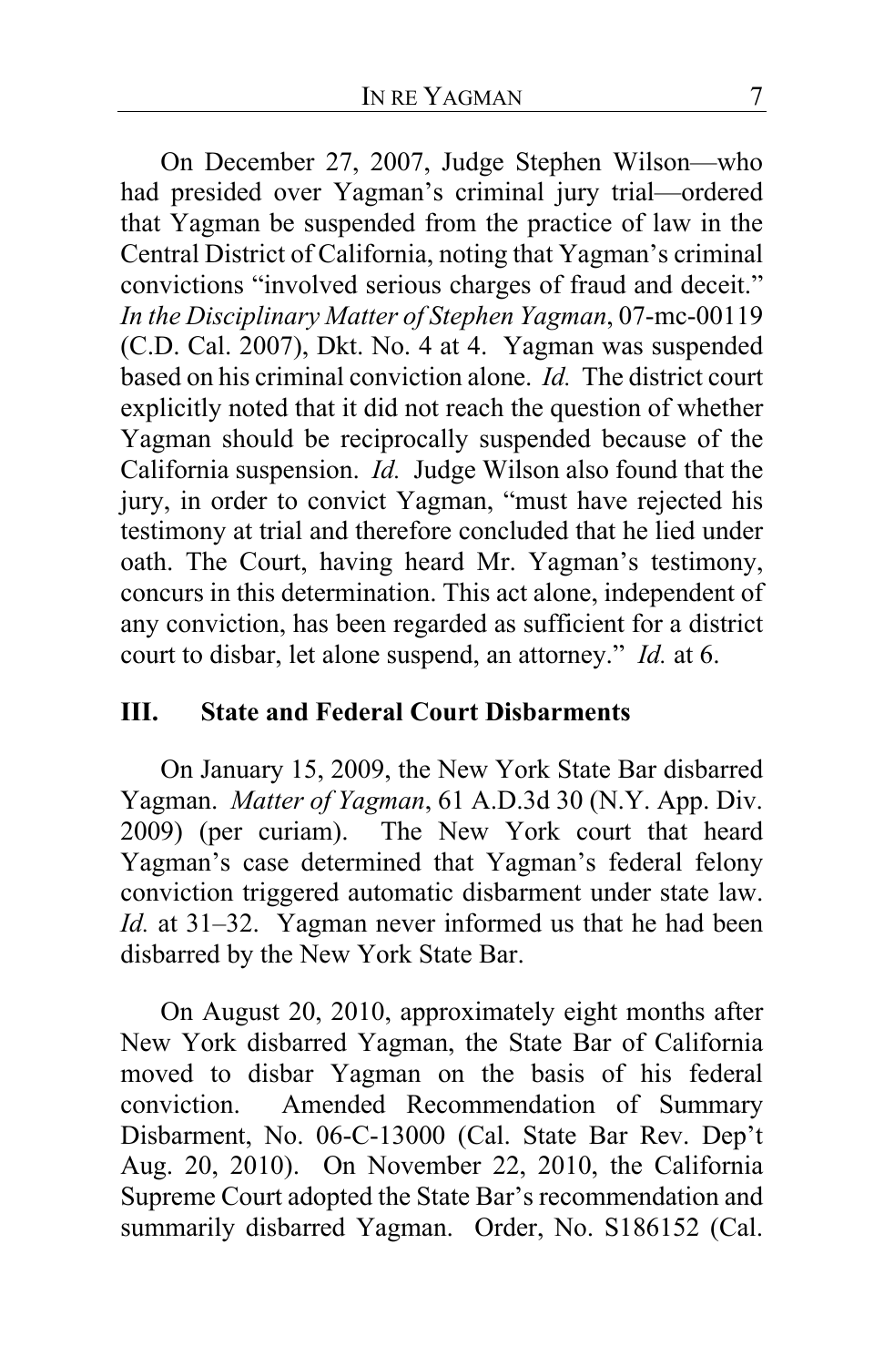On December 27, 2007, Judge Stephen Wilson—who had presided over Yagman's criminal jury trial—ordered that Yagman be suspended from the practice of law in the Central District of California, noting that Yagman's criminal convictions "involved serious charges of fraud and deceit." *In the Disciplinary Matter of Stephen Yagman*, 07-mc-00119 (C.D. Cal. 2007), Dkt. No. 4 at 4. Yagman was suspended based on his criminal conviction alone. *Id.* The district court explicitly noted that it did not reach the question of whether Yagman should be reciprocally suspended because of the California suspension. *Id.* Judge Wilson also found that the jury, in order to convict Yagman, "must have rejected his testimony at trial and therefore concluded that he lied under oath. The Court, having heard Mr. Yagman's testimony, concurs in this determination. This act alone, independent of any conviction, has been regarded as sufficient for a district court to disbar, let alone suspend, an attorney." *Id.* at 6.

## III. State and Federal Court Disbarments

On January 15, 2009, the New York State Bar disbarred Yagman. *Matter of Yagman*, 61 A.D.3d 30 (N.Y. App. Div. 2009) (per curiam). The New York court that heard Yagman's case determined that Yagman's federal felony conviction triggered automatic disbarment under state law. *Id.* at 31–32. Yagman never informed us that he had been disbarred by the New York State Bar.

On August 20, 2010, approximately eight months after New York disbarred Yagman, the State Bar of California moved to disbar Yagman on the basis of his federal conviction. Amended Recommendation of Summary Disbarment, No. 06-C-13000 (Cal. State Bar Rev. Dep't Aug. 20, 2010). On November 22, 2010, the California Supreme Court adopted the State Bar's recommendation and summarily disbarred Yagman. Order, No. S186152 (Cal.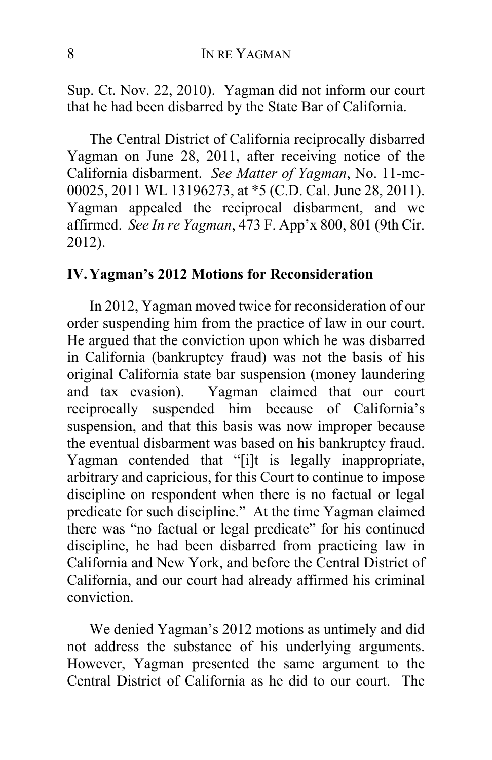Sup. Ct. Nov. 22, 2010). Yagman did not inform our court that he had been disbarred by the State Bar of California.

The Central District of California reciprocally disbarred Yagman on June 28, 2011, after receiving notice of the California disbarment. *See Matter of Yagman*, No. 11-mc-00025, 2011 WL 13196273, at *5 (C.D. Cal. June 28, 2011). Yagman appealed the reciprocal disbarment, and we affirmed. *See In re Yagman*, 473 F. App'x 800, 801 (9th Cir. 2012).

## IV. Yagman's 2012 Motions for Reconsideration

In 2012, Yagman moved twice for reconsideration of our order suspending him from the practice of law in our court. He argued that the conviction upon which he was disbarred in California (bankruptcy fraud) was not the basis of his original California state bar suspension (money laundering and tax evasion). Yagman claimed that our court reciprocally suspended him because of California's suspension, and that this basis was now improper because the eventual disbarment was based on his bankruptcy fraud. Yagman contended that "[i]t is legally inappropriate, arbitrary and capricious, for this Court to continue to impose discipline on respondent when there is no factual or legal predicate for such discipline." At the time Yagman claimed there was "no factual or legal predicate" for his continued discipline, he had been disbarred from practicing law in California and New York, and before the Central District of California, and our court had already affirmed his criminal conviction.

We denied Yagman's 2012 motions as untimely and did not address the substance of his underlying arguments. However, Yagman presented the same argument to the Central District of California as he did to our court. The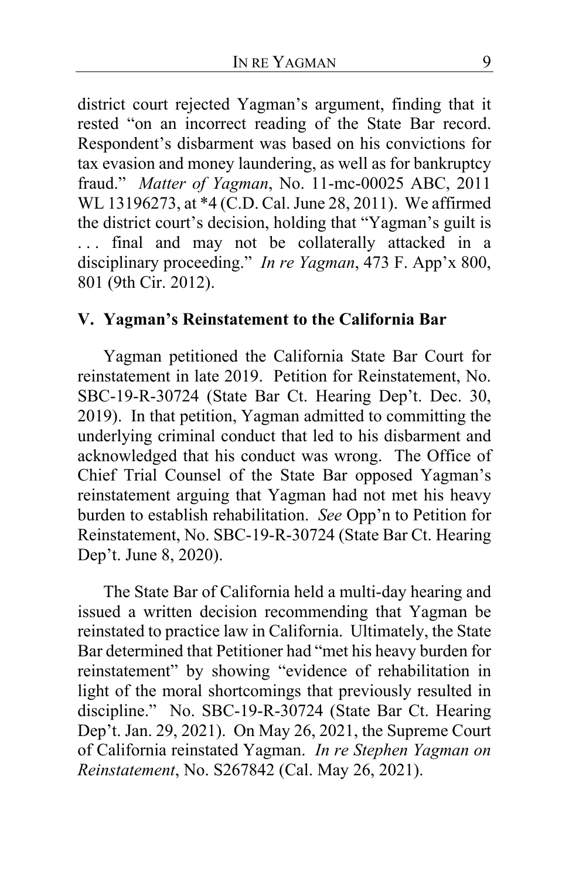district court rejected Yagman's argument, finding that it rested "on an incorrect reading of the State Bar record. Respondent's disbarment was based on his convictions for tax evasion and money laundering, as well as for bankruptcy fraud." *Matter of Yagman*, No. 11-mc-00025 ABC, 2011 WL 13196273, at *4 (C.D. Cal. June 28, 2011). We affirmed the district court's decision, holding that "Yagman's guilt is . . . final and may not be collaterally attacked in a disciplinary proceeding." *In re Yagman*, 473 F. App'x 800, 801 (9th Cir. 2012).

## V. Yagman's Reinstatement to the California Bar

Yagman petitioned the California State Bar Court for reinstatement in late 2019. Petition for Reinstatement, No. SBC-19-R-30724 (State Bar Ct. Hearing Dep't. Dec. 30, 2019). In that petition, Yagman admitted to committing the underlying criminal conduct that led to his disbarment and acknowledged that his conduct was wrong. The Office of Chief Trial Counsel of the State Bar opposed Yagman's reinstatement arguing that Yagman had not met his heavy burden to establish rehabilitation. *See* Opp'n to Petition for Reinstatement, No. SBC-19-R-30724 (State Bar Ct. Hearing Dep't. June 8, 2020).

The State Bar of California held a multi-day hearing and issued a written decision recommending that Yagman be reinstated to practice law in California. Ultimately, the State Bar determined that Petitioner had "met his heavy burden for reinstatement" by showing "evidence of rehabilitation in light of the moral shortcomings that previously resulted in discipline." No. SBC-19-R-30724 (State Bar Ct. Hearing Dep't. Jan. 29, 2021). On May 26, 2021, the Supreme Court of California reinstated Yagman. *In re Stephen Yagman on Reinstatement*, No. S267842 (Cal. May 26, 2021).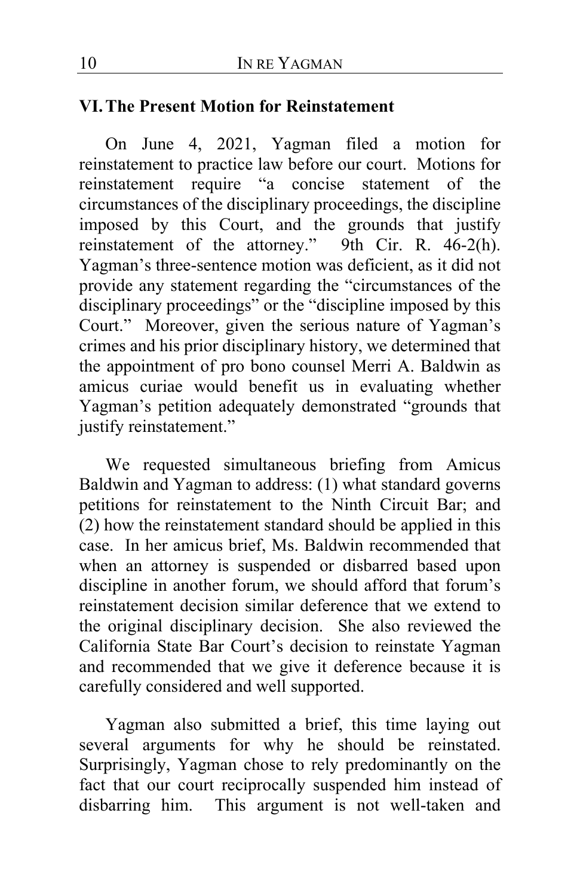## VI. The Present Motion for Reinstatement

On June 4, 2021, Yagman filed a motion for reinstatement to practice law before our court. Motions for reinstatement require "a concise statement of the circumstances of the disciplinary proceedings, the discipline imposed by this Court, and the grounds that justify reinstatement of the attorney." 9th Cir. R. 46-2(h). Yagman's three-sentence motion was deficient, as it did not provide any statement regarding the "circumstances of the disciplinary proceedings" or the "discipline imposed by this Court." Moreover, given the serious nature of Yagman's crimes and his prior disciplinary history, we determined that the appointment of pro bono counsel Merri A. Baldwin as amicus curiae would benefit us in evaluating whether Yagman's petition adequately demonstrated "grounds that justify reinstatement."

We requested simultaneous briefing from Amicus Baldwin and Yagman to address: (1) what standard governs petitions for reinstatement to the Ninth Circuit Bar; and (2) how the reinstatement standard should be applied in this case. In her amicus brief, Ms. Baldwin recommended that when an attorney is suspended or disbarred based upon discipline in another forum, we should afford that forum's reinstatement decision similar deference that we extend to the original disciplinary decision. She also reviewed the California State Bar Court's decision to reinstate Yagman and recommended that we give it deference because it is carefully considered and well supported.

Yagman also submitted a brief, this time laying out several arguments for why he should be reinstated. Surprisingly, Yagman chose to rely predominantly on the fact that our court reciprocally suspended him instead of disbarring him. This argument is not well-taken and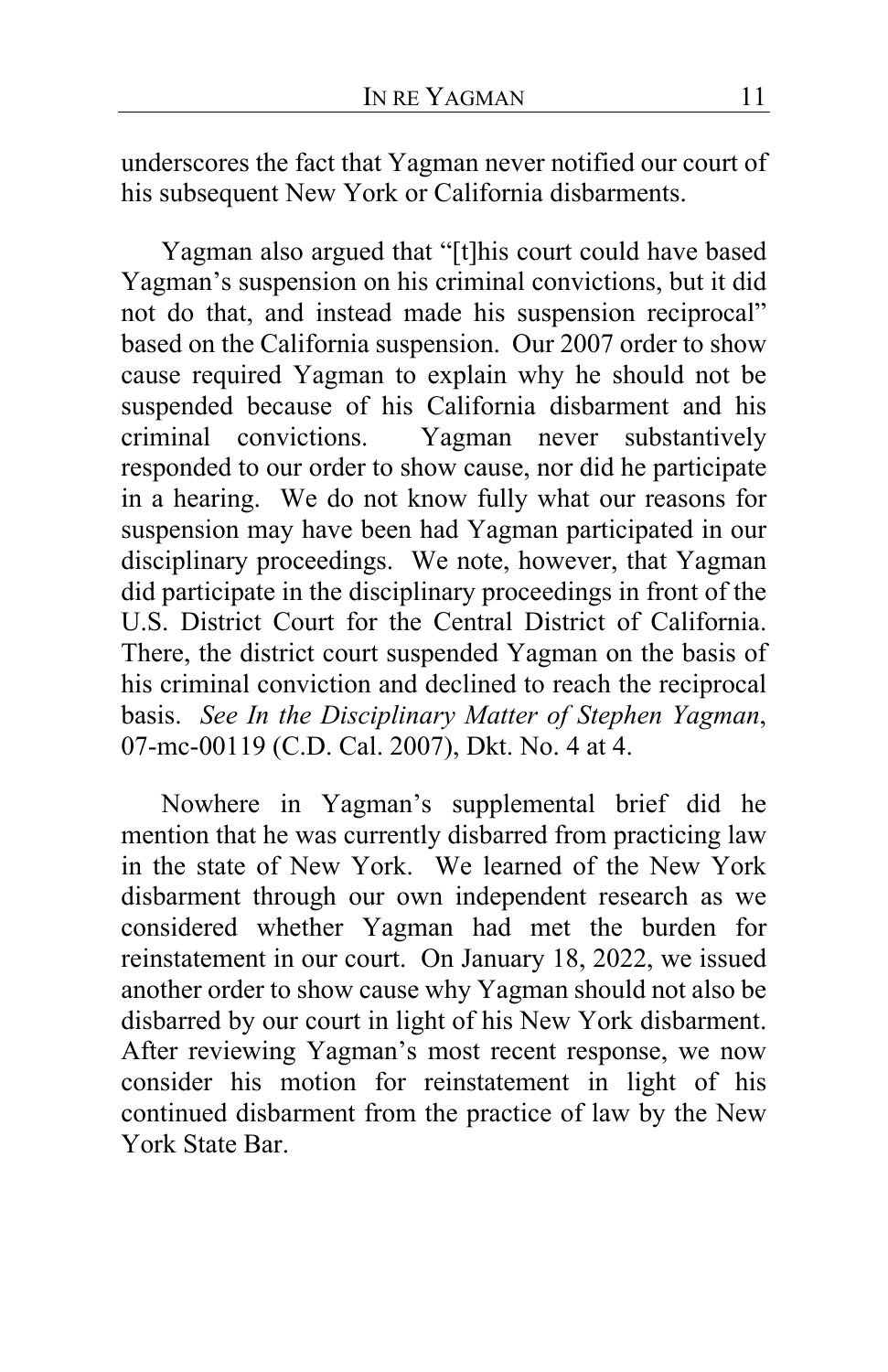underscores the fact that Yagman never notified our court of his subsequent New York or California disbarments.

Yagman also argued that "[t]his court could have based Yagman's suspension on his criminal convictions, but it did not do that, and instead made his suspension reciprocal" based on the California suspension. Our 2007 order to show cause required Yagman to explain why he should not be suspended because of his California disbarment and his criminal convictions. Yagman never substantively responded to our order to show cause, nor did he participate in a hearing. We do not know fully what our reasons for suspension may have been had Yagman participated in our disciplinary proceedings. We note, however, that Yagman did participate in the disciplinary proceedings in front of the U.S. District Court for the Central District of California. There, the district court suspended Yagman on the basis of his criminal conviction and declined to reach the reciprocal basis. *See In the Disciplinary Matter of Stephen Yagman*, 07-mc-00119 (C.D. Cal. 2007), Dkt. No. 4 at 4.

Nowhere in Yagman's supplemental brief did he mention that he was currently disbarred from practicing law in the state of New York. We learned of the New York disbarment through our own independent research as we considered whether Yagman had met the burden for reinstatement in our court. On January 18, 2022, we issued another order to show cause why Yagman should not also be disbarred by our court in light of his New York disbarment. After reviewing Yagman's most recent response, we now consider his motion for reinstatement in light of his continued disbarment from the practice of law by the New York State Bar.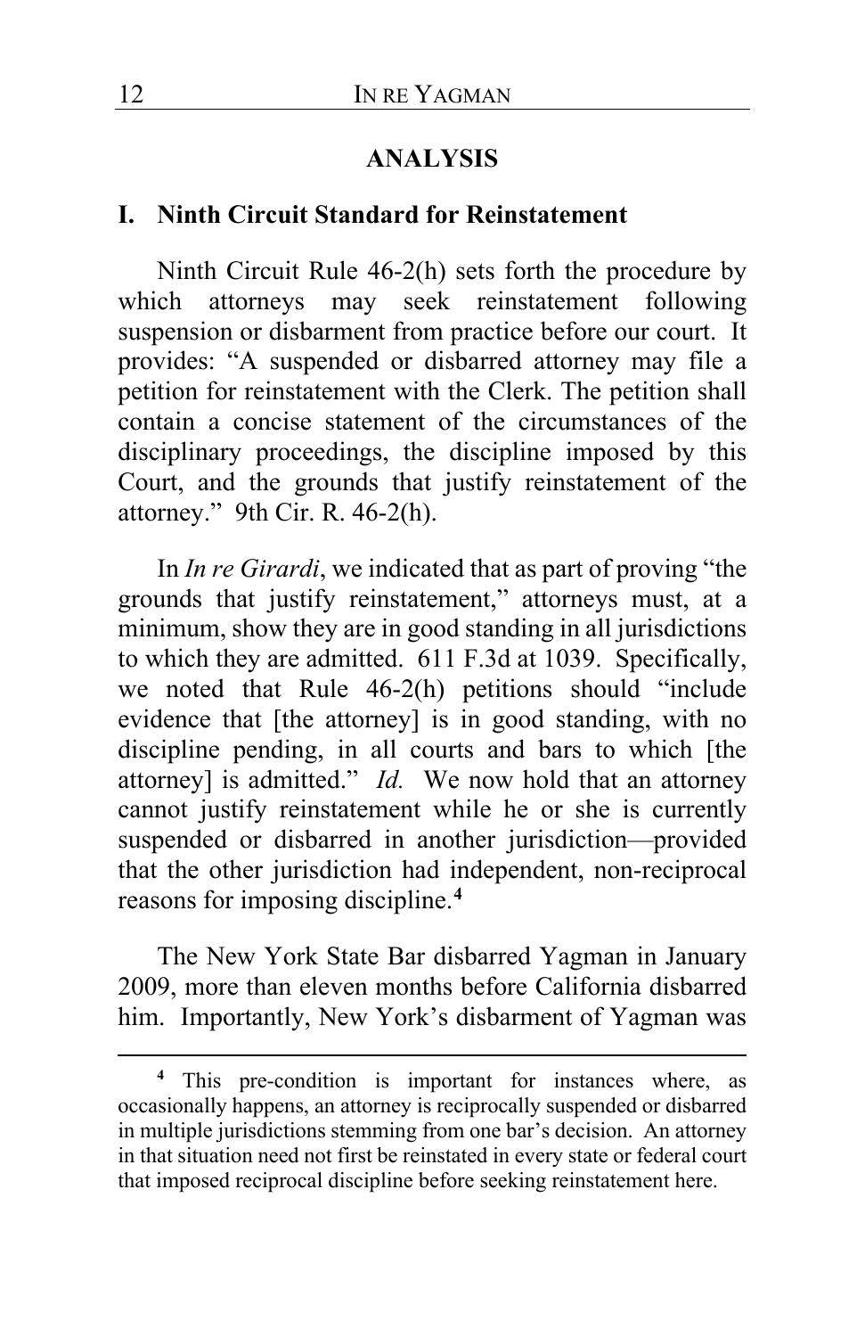## ANALYSIS

### I. Ninth Circuit Standard for Reinstatement

Ninth Circuit Rule 46-2(h) sets forth the procedure by which attorneys may seek reinstatement following suspension or disbarment from practice before our court. It provides: "A suspended or disbarred attorney may file a petition for reinstatement with the Clerk. The petition shall contain a concise statement of the circumstances of the disciplinary proceedings, the discipline imposed by this Court, and the grounds that justify reinstatement of the attorney." 9th Cir. R. 46-2(h).

In *In re Girardi*, we indicated that as part of proving "the grounds that justify reinstatement," attorneys must, at a minimum, show they are in good standing in all jurisdictions to which they are admitted. 611 F.3d at 1039. Specifically, we noted that Rule 46-2(h) petitions should "include evidence that [the attorney] is in good standing, with no discipline pending, in all courts and bars to which [the attorney] is admitted." *Id.* We now hold that an attorney cannot justify reinstatement while he or she is currently suspended or disbarred in another jurisdiction—provided that the other jurisdiction had independent, non-reciprocal reasons for imposing discipline.[4]

The New York State Bar disbarred Yagman in January 2009, more than eleven months before California disbarred him. Importantly, New York's disbarment of Yagman was

[4] This pre-condition is important for instances where, as occasionally happens, an attorney is reciprocally suspended or disbarred in multiple jurisdictions stemming from one bar's decision. An attorney in that situation need not first be reinstated in every state or federal court that imposed reciprocal discipline before seeking reinstatement here.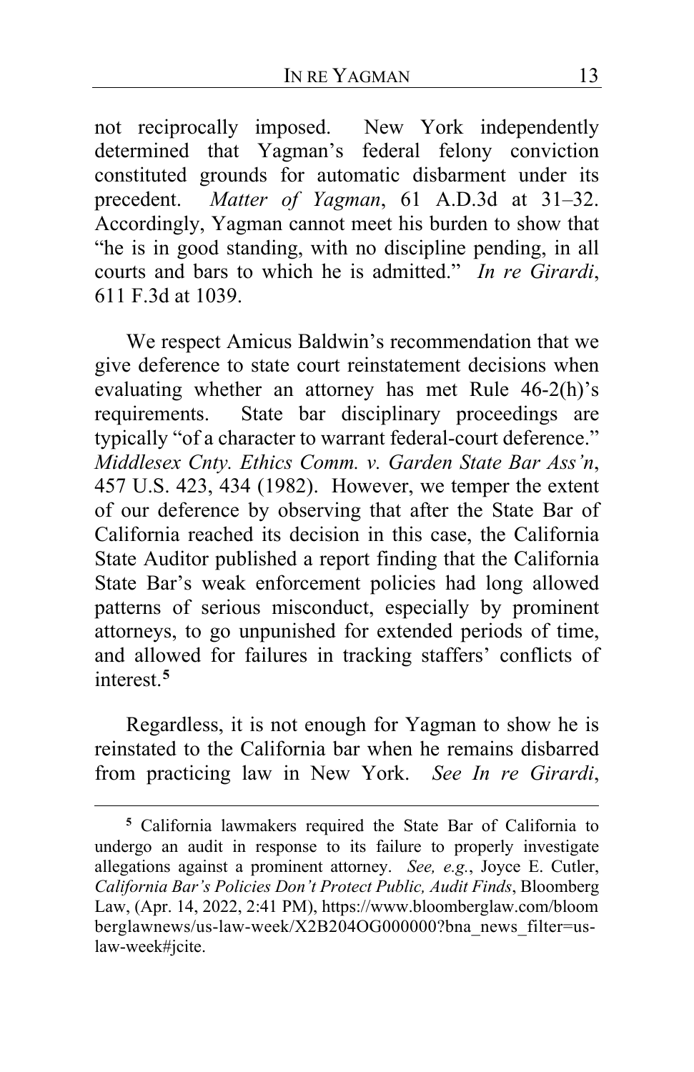not reciprocally imposed. New York independently determined that Yagman's federal felony conviction constituted grounds for automatic disbarment under its precedent. *Matter of Yagman*, 61 A.D.3d at 31–32. Accordingly, Yagman cannot meet his burden to show that "he is in good standing, with no discipline pending, in all courts and bars to which he is admitted." *In re Girardi*, 611 F.3d at 1039.

We respect Amicus Baldwin's recommendation that we give deference to state court reinstatement decisions when evaluating whether an attorney has met Rule 46-2(h)'s requirements. State bar disciplinary proceedings are typically "of a character to warrant federal-court deference." *Middlesex Cnty. Ethics Comm. v. Garden State Bar Ass'n*, 457 U.S. 423, 434 (1982). However, we temper the extent of our deference by observing that after the State Bar of California reached its decision in this case, the California State Auditor published a report finding that the California State Bar's weak enforcement policies had long allowed patterns of serious misconduct, especially by prominent attorneys, to go unpunished for extended periods of time, and allowed for failures in tracking staffers' conflicts of interest.[5]

Regardless, it is not enough for Yagman to show he is reinstated to the California bar when he remains disbarred from practicing law in New York. *See In re Girardi*,

---

[5] California lawmakers required the State Bar of California to undergo an audit in response to its failure to properly investigate allegations against a prominent attorney. *See, e.g.*, Joyce E. Cutler, *California Bar's Policies Don't Protect Public, Audit Finds*, Bloomberg Law, (Apr. 14, 2022, 2:41 PM), https://www.bloomberglaw.com/bloomberglawnews/us-law-week/X2B204OG000000?bna_news_filter=us-law-week#jcite.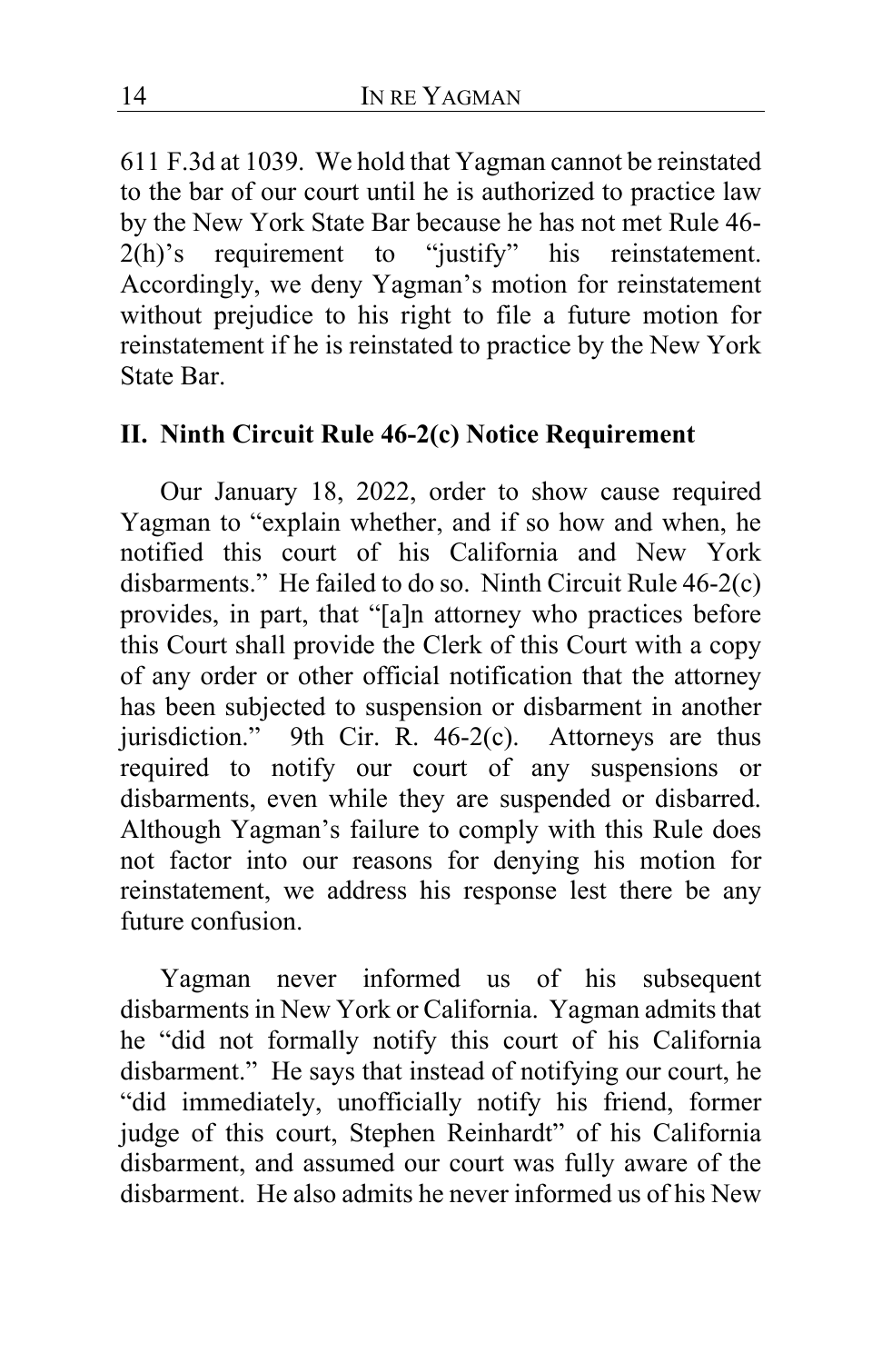611 F.3d at 1039. We hold that Yagman cannot be reinstated to the bar of our court until he is authorized to practice law by the New York State Bar because he has not met Rule 46-2(h)'s requirement to "justify" his reinstatement. Accordingly, we deny Yagman's motion for reinstatement without prejudice to his right to file a future motion for reinstatement if he is reinstated to practice by the New York State Bar.

## II. Ninth Circuit Rule 46-2(c) Notice Requirement

Our January 18, 2022, order to show cause required Yagman to "explain whether, and if so how and when, he notified this court of his California and New York disbarments." He failed to do so. Ninth Circuit Rule 46-2(c) provides, in part, that "[a]n attorney who practices before this Court shall provide the Clerk of this Court with a copy of any order or other official notification that the attorney has been subjected to suspension or disbarment in another jurisdiction." 9th Cir. R. 46-2(c). Attorneys are thus required to notify our court of any suspensions or disbarments, even while they are suspended or disbarred. Although Yagman's failure to comply with this Rule does not factor into our reasons for denying his motion for reinstatement, we address his response lest there be any future confusion.

Yagman never informed us of his subsequent disbarments in New York or California. Yagman admits that he "did not formally notify this court of his California disbarment." He says that instead of notifying our court, he "did immediately, unofficially notify his friend, former judge of this court, Stephen Reinhardt" of his California disbarment, and assumed our court was fully aware of the disbarment. He also admits he never informed us of his New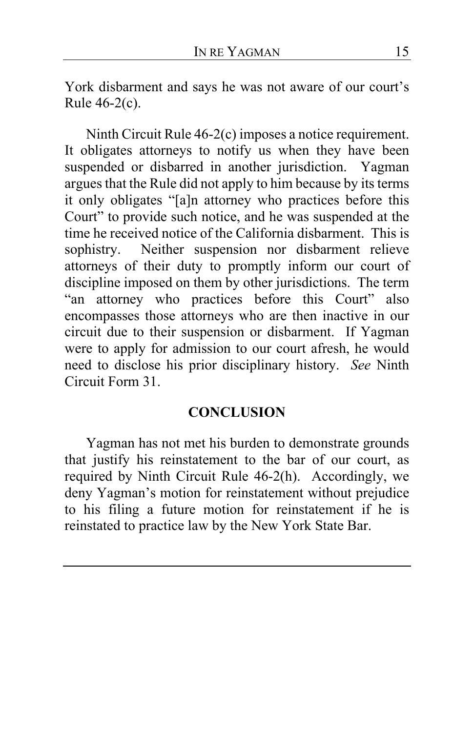York disbarment and says he was not aware of our court's Rule 46-2(c).

Ninth Circuit Rule 46-2(c) imposes a notice requirement. It obligates attorneys to notify us when they have been suspended or disbarred in another jurisdiction. Yagman argues that the Rule did not apply to him because by its terms it only obligates "[a]n attorney who practices before this Court" to provide such notice, and he was suspended at the time he received notice of the California disbarment. This is sophistry. Neither suspension nor disbarment relieve attorneys of their duty to promptly inform our court of discipline imposed on them by other jurisdictions. The term "an attorney who practices before this Court" also encompasses those attorneys who are then inactive in our circuit due to their suspension or disbarment. If Yagman were to apply for admission to our court afresh, he would need to disclose his prior disciplinary history. *See* Ninth Circuit Form 31.

## CONCLUSION

Yagman has not met his burden to demonstrate grounds that justify his reinstatement to the bar of our court, as required by Ninth Circuit Rule 46-2(h). Accordingly, we deny Yagman's motion for reinstatement without prejudice to his filing a future motion for reinstatement if he is reinstated to practice law by the New York State Bar.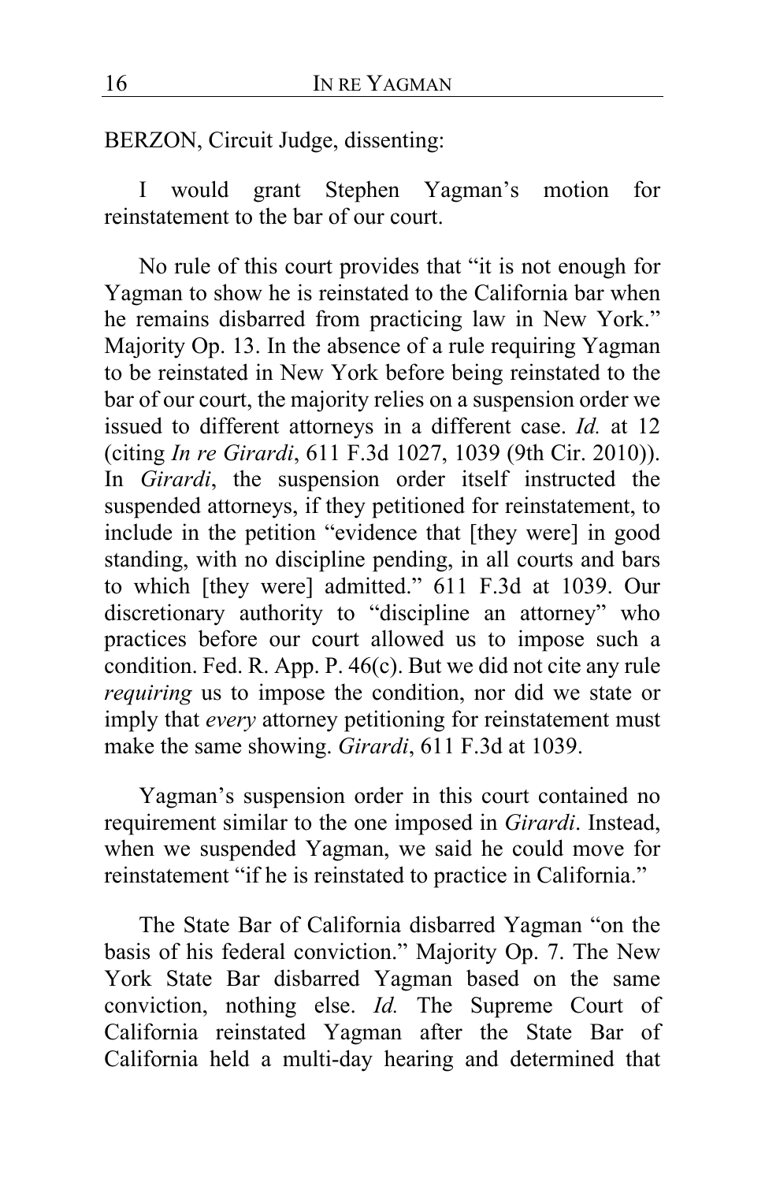BERZON, Circuit Judge, dissenting:

I would grant Stephen Yagman's motion for reinstatement to the bar of our court.

No rule of this court provides that "it is not enough for Yagman to show he is reinstated to the California bar when he remains disbarred from practicing law in New York." Majority Op. 13. In the absence of a rule requiring Yagman to be reinstated in New York before being reinstated to the bar of our court, the majority relies on a suspension order we issued to different attorneys in a different case. *Id.* at 12 (citing *In re Girardi*, 611 F.3d 1027, 1039 (9th Cir. 2010)). In *Girardi*, the suspension order itself instructed the suspended attorneys, if they petitioned for reinstatement, to include in the petition "evidence that [they were] in good standing, with no discipline pending, in all courts and bars to which [they were] admitted." 611 F.3d at 1039. Our discretionary authority to "discipline an attorney" who practices before our court allowed us to impose such a condition. Fed. R. App. P. 46(c). But we did not cite any rule *requiring* us to impose the condition, nor did we state or imply that *every* attorney petitioning for reinstatement must make the same showing. *Girardi*, 611 F.3d at 1039.

Yagman's suspension order in this court contained no requirement similar to the one imposed in *Girardi*. Instead, when we suspended Yagman, we said he could move for reinstatement "if he is reinstated to practice in California."

The State Bar of California disbarred Yagman "on the basis of his federal conviction." Majority Op. 7. The New York State Bar disbarred Yagman based on the same conviction, nothing else. *Id.* The Supreme Court of California reinstated Yagman after the State Bar of California held a multi-day hearing and determined that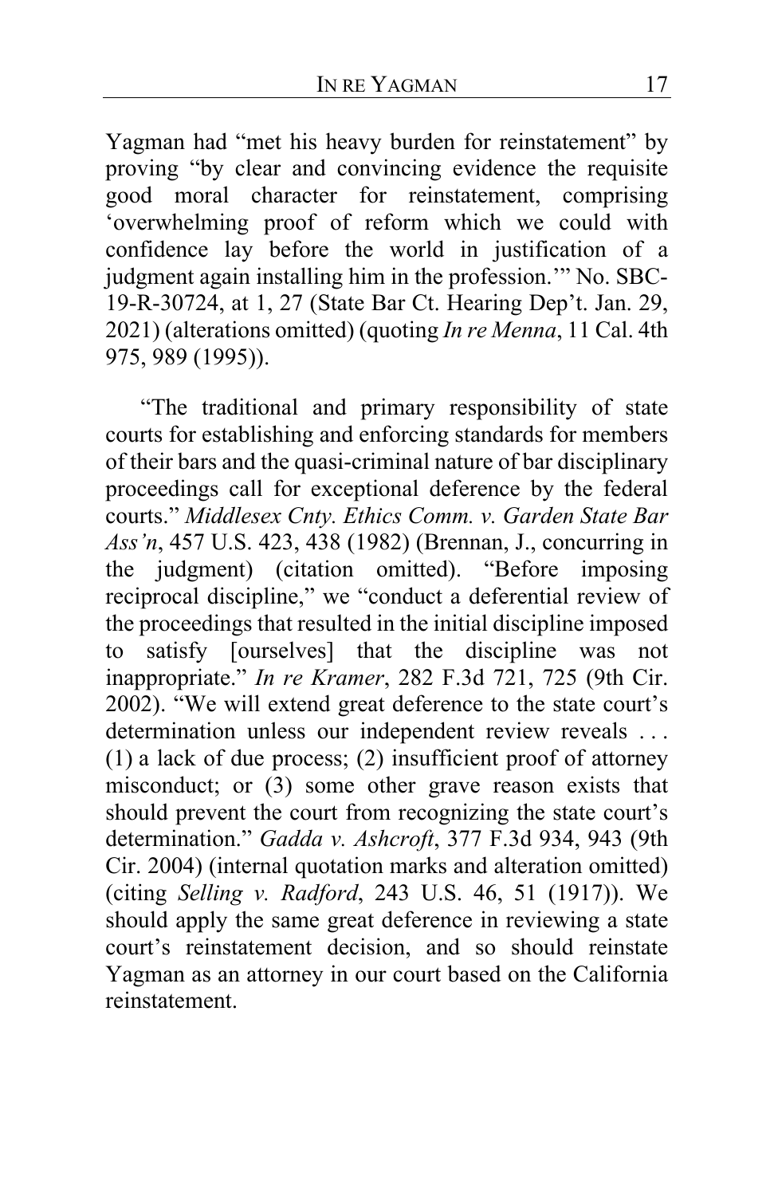Yagman had "met his heavy burden for reinstatement" by proving "by clear and convincing evidence the requisite good moral character for reinstatement, comprising 'overwhelming proof of reform which we could with confidence lay before the world in justification of a judgment again installing him in the profession.'" No. SBC-19-R-30724, at 1, 27 (State Bar Ct. Hearing Dep't. Jan. 29, 2021) (alterations omitted) (quoting *In re Menna*, 11 Cal. 4th 975, 989 (1995)).

"The traditional and primary responsibility of state courts for establishing and enforcing standards for members of their bars and the quasi-criminal nature of bar disciplinary proceedings call for exceptional deference by the federal courts." *Middlesex Cnty. Ethics Comm. v. Garden State Bar Ass'n*, 457 U.S. 423, 438 (1982) (Brennan, J., concurring in the judgment) (citation omitted). "Before imposing reciprocal discipline," we "conduct a deferential review of the proceedings that resulted in the initial discipline imposed to satisfy [ourselves] that the discipline was not inappropriate." *In re Kramer*, 282 F.3d 721, 725 (9th Cir. 2002). "We will extend great deference to the state court's determination unless our independent review reveals . . . (1) a lack of due process; (2) insufficient proof of attorney misconduct; or (3) some other grave reason exists that should prevent the court from recognizing the state court's determination." *Gadda v. Ashcroft*, 377 F.3d 934, 943 (9th Cir. 2004) (internal quotation marks and alteration omitted) (citing *Selling v. Radford*, 243 U.S. 46, 51 (1917)). We should apply the same great deference in reviewing a state court's reinstatement decision, and so should reinstate Yagman as an attorney in our court based on the California reinstatement.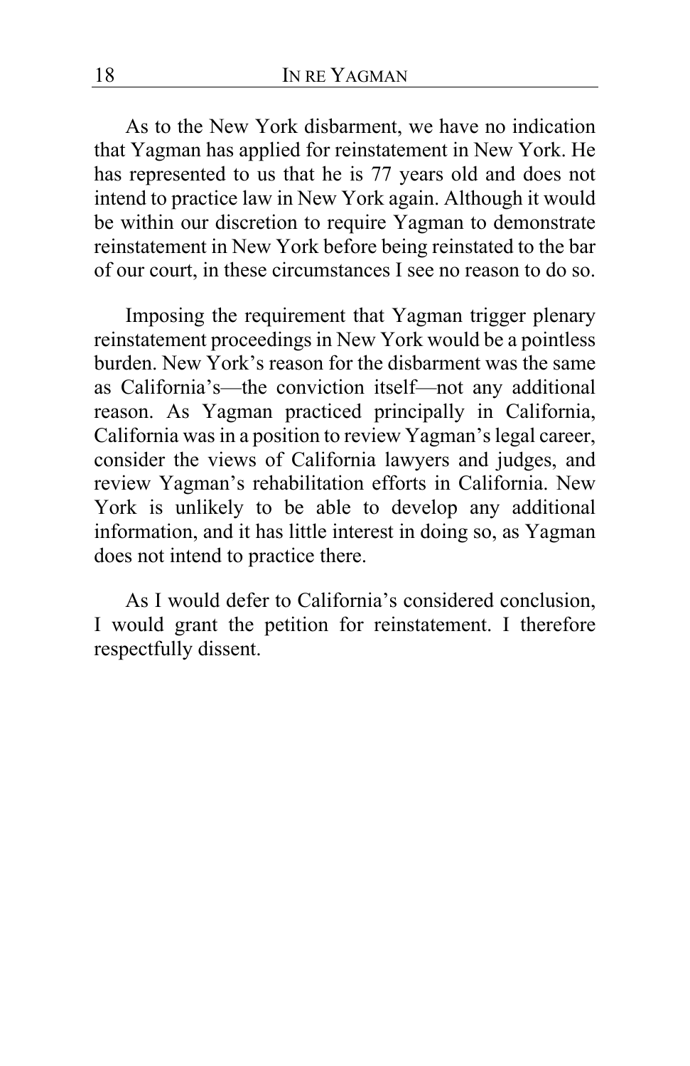As to the New York disbarment, we have no indication that Yagman has applied for reinstatement in New York. He has represented to us that he is 77 years old and does not intend to practice law in New York again. Although it would be within our discretion to require Yagman to demonstrate reinstatement in New York before being reinstated to the bar of our court, in these circumstances I see no reason to do so.

Imposing the requirement that Yagman trigger plenary reinstatement proceedings in New York would be a pointless burden. New York's reason for the disbarment was the same as California's—the conviction itself—not any additional reason. As Yagman practiced principally in California, California was in a position to review Yagman's legal career, consider the views of California lawyers and judges, and review Yagman's rehabilitation efforts in California. New York is unlikely to be able to develop any additional information, and it has little interest in doing so, as Yagman does not intend to practice there.

As I would defer to California's considered conclusion, I would grant the petition for reinstatement. I therefore respectfully dissent.